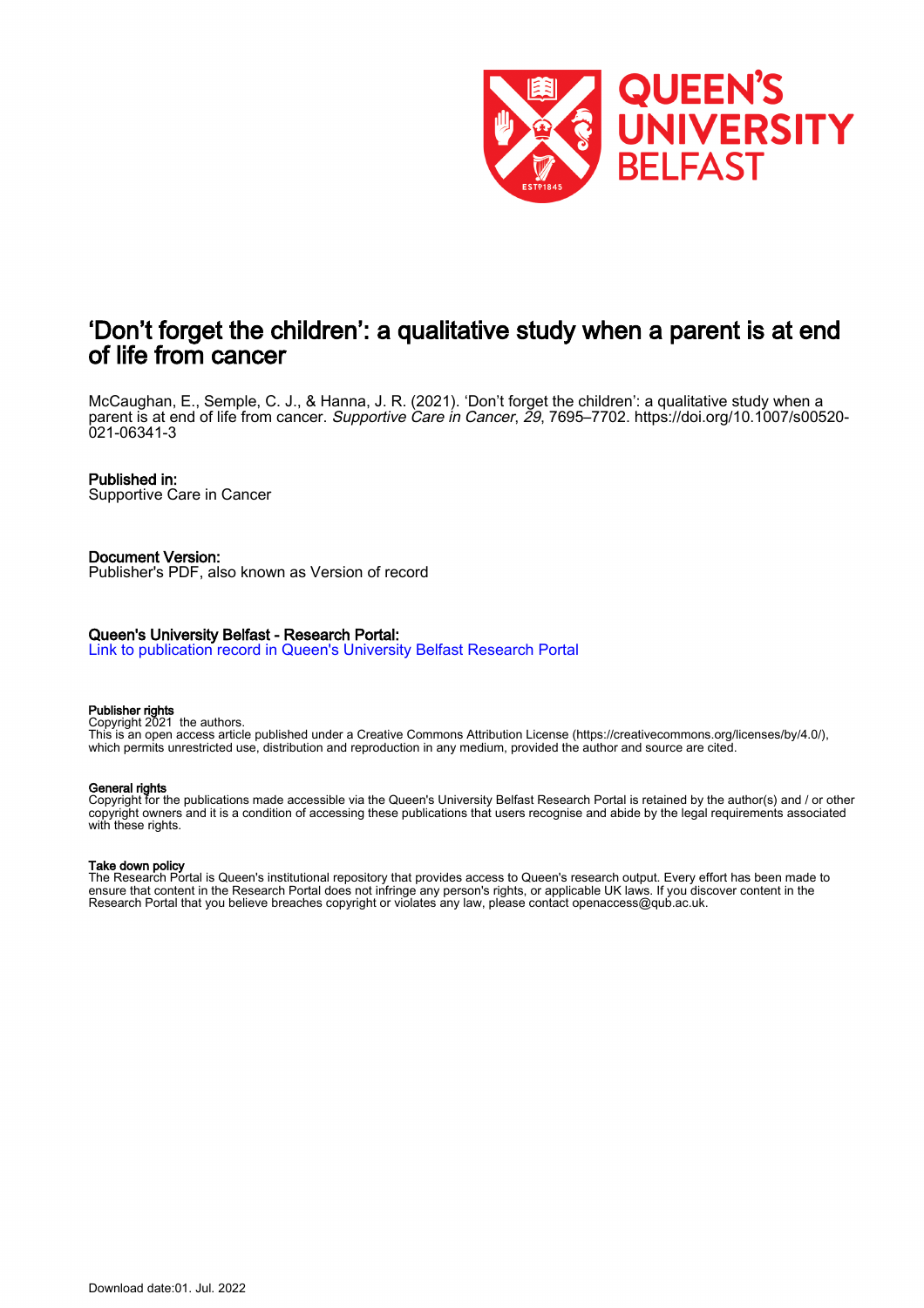# 'Don't forget the children': a qualitative study when a parent is at end of life from cancer

McCaughan, E., Semple, C. J., & Hanna, J. R. (2021). 'Don't forget the children': a qualitative study when a parent is at end of life from cancer. *Supportive Care in Cancer*, *29*, 7695–7702. https://doi.org/10.1007/s00520-021-06341-3

**Published in:**
Supportive Care in Cancer

**Document Version:**
Publisher's PDF, also known as Version of record

**Queen's University Belfast - Research Portal:**
Link to publication record in Queen's University Belfast Research Portal

**Publisher rights**
Copyright 2021 the authors.
This is an open access article published under a Creative Commons Attribution License (https://creativecommons.org/licenses/by/4.0/), which permits unrestricted use, distribution and reproduction in any medium, provided the author and source are cited.

**General rights**
Copyright for the publications made accessible via the Queen's University Belfast Research Portal is retained by the author(s) and / or other copyright owners and it is a condition of accessing these publications that users recognise and abide by the legal requirements associated with these rights.

**Take down policy**
The Research Portal is Queen's institutional repository that provides access to Queen's research output. Every effort has been made to ensure that content in the Research Portal does not infringe any person's rights, or applicable UK laws. If you discover content in the Research Portal that you believe breaches copyright or violates any law, please contact openaccess@qub.ac.uk.

Download date:01. Jul. 2022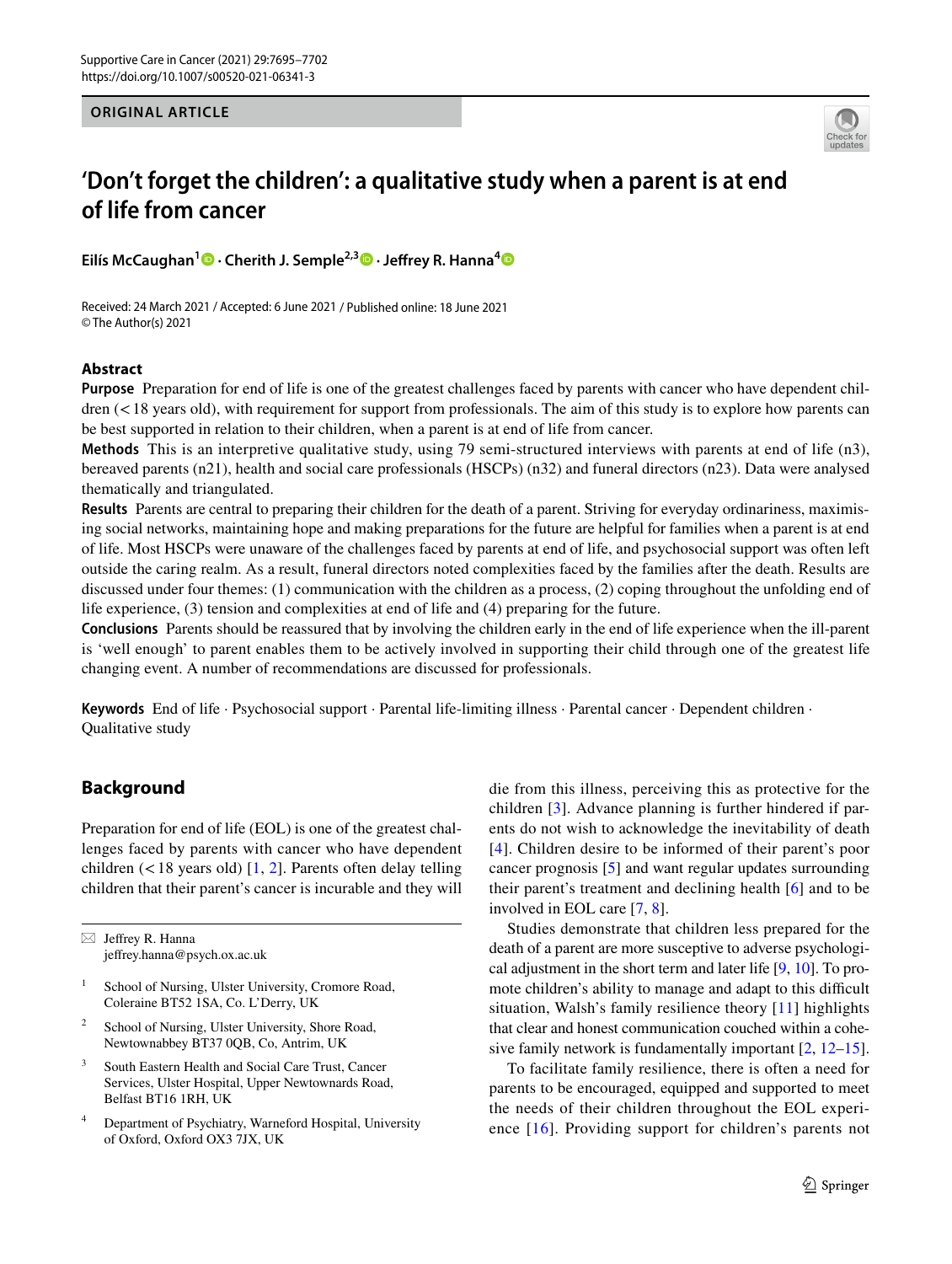**ORIGINAL ARTICLE**

# 'Don't forget the children': a qualitative study when a parent is at end of life from cancer

**Eilís McCaughan[1] · Cherith J. Semple[2,3] · Jeffrey R. Hanna[4]**

Received: 24 March 2021 / Accepted: 6 June 2021 / Published online: 18 June 2021
© The Author(s) 2021

## Abstract

**Purpose** Preparation for end of life is one of the greatest challenges faced by parents with cancer who have dependent children (< 18 years old), with requirement for support from professionals. The aim of this study is to explore how parents can be best supported in relation to their children, when a parent is at end of life from cancer.

**Methods** This is an interpretive qualitative study, using 79 semi-structured interviews with parents at end of life (n3), bereaved parents (n21), health and social care professionals (HSCPs) (n32) and funeral directors (n23). Data were analysed thematically and triangulated.

**Results** Parents are central to preparing their children for the death of a parent. Striving for everyday ordinariness, maximising social networks, maintaining hope and making preparations for the future are helpful for families when a parent is at end of life. Most HSCPs were unaware of the challenges faced by parents at end of life, and psychosocial support was often left outside the caring realm. As a result, funeral directors noted complexities faced by the families after the death. Results are discussed under four themes: (1) communication with the children as a process, (2) coping throughout the unfolding end of life experience, (3) tension and complexities at end of life and (4) preparing for the future.

**Conclusions** Parents should be reassured that by involving the children early in the end of life experience when the ill-parent is 'well enough' to parent enables them to be actively involved in supporting their child through one of the greatest life changing event. A number of recommendations are discussed for professionals.

**Keywords** End of life · Psychosocial support · Parental life-limiting illness · Parental cancer · Dependent children · Qualitative study

## Background

Preparation for end of life (EOL) is one of the greatest challenges faced by parents with cancer who have dependent children (< 18 years old) [1, 2]. Parents often delay telling children that their parent's cancer is incurable and they will die from this illness, perceiving this as protective for the children [3]. Advance planning is further hindered if parents do not wish to acknowledge the inevitability of death [4]. Children desire to be informed of their parent's poor cancer prognosis [5] and want regular updates surrounding their parent's treatment and declining health [6] and to be involved in EOL care [7, 8].

Studies demonstrate that children less prepared for the death of a parent are more susceptive to adverse psychological adjustment in the short term and later life [9, 10]. To promote children's ability to manage and adapt to this difficult situation, Walsh's family resilience theory [11] highlights that clear and honest communication couched within a cohesive family network is fundamentally important [2, 12–15].

To facilitate family resilience, there is often a need for parents to be encouraged, equipped and supported to meet the needs of their children throughout the EOL experience [16]. Providing support for children's parents not

✉ Jeffrey R. Hanna
jeffrey.hanna@psych.ox.ac.uk

[1] School of Nursing, Ulster University, Cromore Road, Coleraine BT52 1SA, Co. L'Derry, UK

[2] School of Nursing, Ulster University, Shore Road, Newtownabbey BT37 0QB, Co, Antrim, UK

[3] South Eastern Health and Social Care Trust, Cancer Services, Ulster Hospital, Upper Newtownards Road, Belfast BT16 1RH, UK

[4] Department of Psychiatry, Warneford Hospital, University of Oxford, Oxford OX3 7JX, UK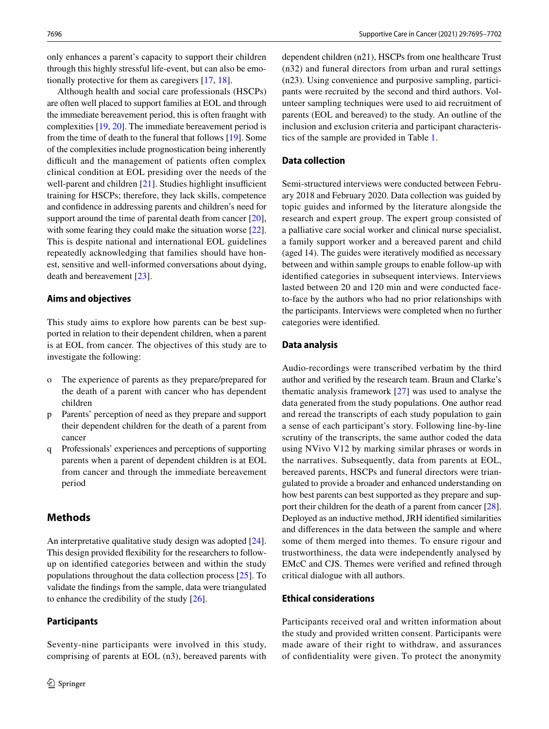only enhances a parent's capacity to support their children through this highly stressful life-event, but can also be emotionally protective for them as caregivers [17, 18].

Although health and social care professionals (HSCPs) are often well placed to support families at EOL and through the immediate bereavement period, this is often fraught with complexities [19, 20]. The immediate bereavement period is from the time of death to the funeral that follows [19]. Some of the complexities include prognostication being inherently difficult and the management of patients often complex clinical condition at EOL presiding over the needs of the well-parent and children [21]. Studies highlight insufficient training for HSCPs; therefore, they lack skills, competence and confidence in addressing parents and children's need for support around the time of parental death from cancer [20], with some fearing they could make the situation worse [22]. This is despite national and international EOL guidelines repeatedly acknowledging that families should have honest, sensitive and well-informed conversations about dying, death and bereavement [23].

### Aims and objectives

This study aims to explore how parents can be best supported in relation to their dependent children, when a parent is at EOL from cancer. The objectives of this study are to investigate the following:

o The experience of parents as they prepare/prepared for the death of a parent with cancer who has dependent children

p Parents' perception of need as they prepare and support their dependent children for the death of a parent from cancer

q Professionals' experiences and perceptions of supporting parents when a parent of dependent children is at EOL from cancer and through the immediate bereavement period

## Methods

An interpretative qualitative study design was adopted [24]. This design provided flexibility for the researchers to follow-up on identified categories between and within the study populations throughout the data collection process [25]. To validate the findings from the sample, data were triangulated to enhance the credibility of the study [26].

### Participants

Seventy-nine participants were involved in this study, comprising of parents at EOL (n3), bereaved parents with dependent children (n21), HSCPs from one healthcare Trust (n32) and funeral directors from urban and rural settings (n23). Using convenience and purposive sampling, participants were recruited by the second and third authors. Volunteer sampling techniques were used to aid recruitment of parents (EOL and bereaved) to the study. An outline of the inclusion and exclusion criteria and participant characteristics of the sample are provided in Table 1.

### Data collection

Semi-structured interviews were conducted between February 2018 and February 2020. Data collection was guided by topic guides and informed by the literature alongside the research and expert group. The expert group consisted of a palliative care social worker and clinical nurse specialist, a family support worker and a bereaved parent and child (aged 14). The guides were iteratively modified as necessary between and within sample groups to enable follow-up with identified categories in subsequent interviews. Interviews lasted between 20 and 120 min and were conducted face-to-face by the authors who had no prior relationships with the participants. Interviews were completed when no further categories were identified.

### Data analysis

Audio-recordings were transcribed verbatim by the third author and verified by the research team. Braun and Clarke's thematic analysis framework [27] was used to analyse the data generated from the study populations. One author read and reread the transcripts of each study population to gain a sense of each participant's story. Following line-by-line scrutiny of the transcripts, the same author coded the data using NVivo V12 by marking similar phrases or words in the narratives. Subsequently, data from parents at EOL, bereaved parents, HSCPs and funeral directors were triangulated to provide a broader and enhanced understanding on how best parents can best supported as they prepare and support their children for the death of a parent from cancer [28]. Deployed as an inductive method, JRH identified similarities and differences in the data between the sample and where some of them merged into themes. To ensure rigour and trustworthiness, the data were independently analysed by EMcC and CJS. Themes were verified and refined through critical dialogue with all authors.

### Ethical considerations

Participants received oral and written information about the study and provided written consent. Participants were made aware of their right to withdraw, and assurances of confidentiality were given. To protect the anonymity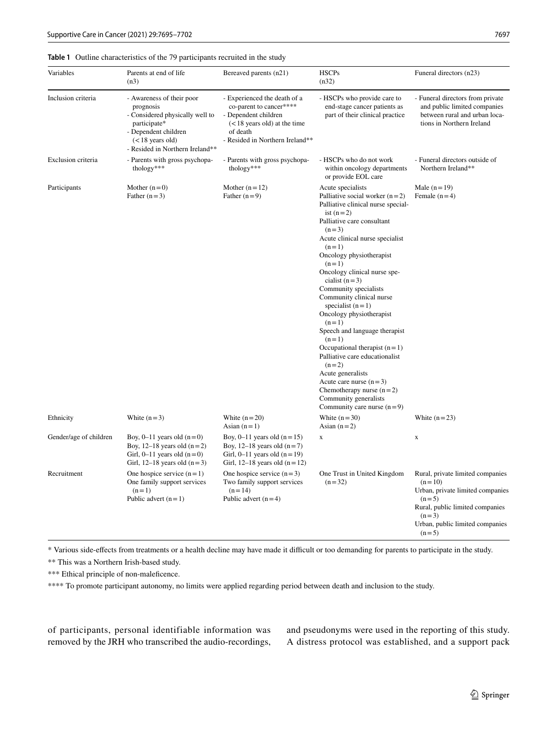**Table 1** Outline characteristics of the 79 participants recruited in the study

| Variables | Parents at end of life (n3) | Bereaved parents (n21) | HSCPs (n32) | Funeral directors (n23) |
|---|---|---|---|---|
| Inclusion criteria | - Awareness of their poor prognosis<br>- Considered physically well to participate*<br>- Dependent children (< 18 years old)<br>- Resided in Northern Ireland** | - Experienced the death of a co-parent to cancer****<br>- Dependent children (< 18 years old) at the time of death<br>- Resided in Northern Ireland** | - HSCPs who provide care to end-stage cancer patients as part of their clinical practice | - Funeral directors from private and public limited companies between rural and urban locations in Northern Ireland |
| Exclusion criteria | - Parents with gross psychopathology*** | - Parents with gross psychopathology*** | - HSCPs who do not work within oncology departments or provide EOL care | - Funeral directors outside of Northern Ireland** |
| Participants | Mother (n = 0)<br>Father (n = 3) | Mother (n = 12)<br>Father (n = 9) | Acute specialists<br>Palliative social worker (n = 2)<br>Palliative clinical nurse specialist (n = 2)<br>Palliative care consultant (n = 3)<br>Acute clinical nurse specialist (n = 1)<br>Oncology physiotherapist (n = 1)<br>Oncology clinical nurse specialist (n = 3)<br>Community specialists<br>Community clinical nurse specialist (n = 1)<br>Oncology physiotherapist (n = 1)<br>Speech and language therapist (n = 1)<br>Occupational therapist (n = 1)<br>Palliative care educationalist (n = 2)<br>Acute generalists<br>Acute care nurse (n = 3)<br>Chemotherapy nurse (n = 2)<br>Community generalists<br>Community care nurse (n = 9) | Male (n = 19)<br>Female (n = 4) |
| Ethnicity | White (n = 3) | White (n = 20)<br>Asian (n = 1) | White (n = 30)<br>Asian (n = 2) | White (n = 23) |
| Gender/age of children | Boy, 0–11 years old (n = 0)<br>Boy, 12–18 years old (n = 2)<br>Girl, 0–11 years old (n = 0)<br>Girl, 12–18 years old (n = 3) | Boy, 0–11 years old (n = 15)<br>Boy, 12–18 years old (n = 7)<br>Girl, 0–11 years old (n = 19)<br>Girl, 12–18 years old (n = 12) | x | x |
| Recruitment | One hospice service (n = 1)<br>One family support services (n = 1)<br>Public advert (n = 1) | One hospice service (n = 3)<br>Two family support services (n = 14)<br>Public advert (n = 4) | One Trust in United Kingdom (n = 32) | Rural, private limited companies (n = 10)<br>Urban, private limited companies (n = 5)<br>Rural, public limited companies (n = 3)<br>Urban, public limited companies (n = 5) |

\* Various side-effects from treatments or a health decline may have made it difficult or too demanding for parents to participate in the study.

\*\* This was a Northern Irish-based study.

\*\*\* Ethical principle of non-maleficence.

\*\*\*\* To promote participant autonomy, no limits were applied regarding period between death and inclusion to the study.

of participants, personal identifiable information was removed by the JRH who transcribed the audio-recordings, and pseudonyms were used in the reporting of this study. A distress protocol was established, and a support pack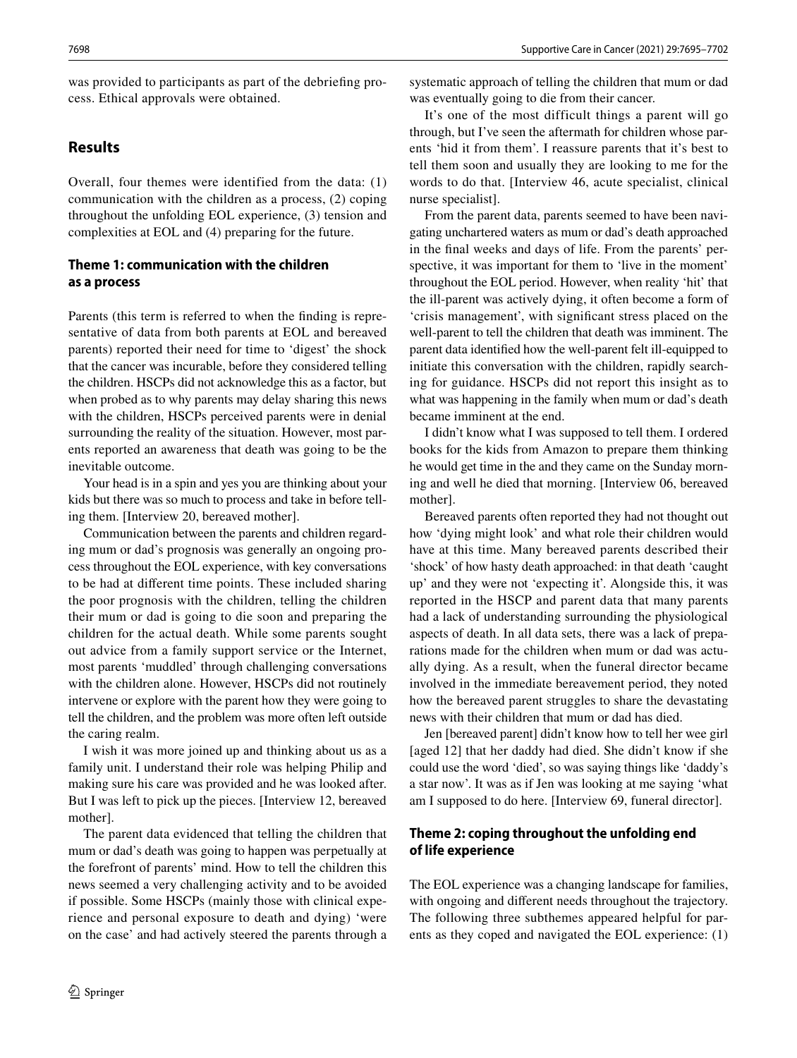was provided to participants as part of the debriefing process. Ethical approvals were obtained.

## Results

Overall, four themes were identified from the data: (1) communication with the children as a process, (2) coping throughout the unfolding EOL experience, (3) tension and complexities at EOL and (4) preparing for the future.

### Theme 1: communication with the children as a process

Parents (this term is referred to when the finding is representative of data from both parents at EOL and bereaved parents) reported their need for time to 'digest' the shock that the cancer was incurable, before they considered telling the children. HSCPs did not acknowledge this as a factor, but when probed as to why parents may delay sharing this news with the children, HSCPs perceived parents were in denial surrounding the reality of the situation. However, most parents reported an awareness that death was going to be the inevitable outcome.

Your head is in a spin and yes you are thinking about your kids but there was so much to process and take in before telling them. [Interview 20, bereaved mother].

Communication between the parents and children regarding mum or dad's prognosis was generally an ongoing process throughout the EOL experience, with key conversations to be had at different time points. These included sharing the poor prognosis with the children, telling the children their mum or dad is going to die soon and preparing the children for the actual death. While some parents sought out advice from a family support service or the Internet, most parents 'muddled' through challenging conversations with the children alone. However, HSCPs did not routinely intervene or explore with the parent how they were going to tell the children, and the problem was more often left outside the caring realm.

I wish it was more joined up and thinking about us as a family unit. I understand their role was helping Philip and making sure his care was provided and he was looked after. But I was left to pick up the pieces. [Interview 12, bereaved mother].

The parent data evidenced that telling the children that mum or dad's death was going to happen was perpetually at the forefront of parents' mind. How to tell the children this news seemed a very challenging activity and to be avoided if possible. Some HSCPs (mainly those with clinical experience and personal exposure to death and dying) 'were on the case' and had actively steered the parents through a systematic approach of telling the children that mum or dad was eventually going to die from their cancer.

It's one of the most difficult things a parent will go through, but I've seen the aftermath for children whose parents 'hid it from them'. I reassure parents that it's best to tell them soon and usually they are looking to me for the words to do that. [Interview 46, acute specialist, clinical nurse specialist].

From the parent data, parents seemed to have been navigating unchartered waters as mum or dad's death approached in the final weeks and days of life. From the parents' perspective, it was important for them to 'live in the moment' throughout the EOL period. However, when reality 'hit' that the ill-parent was actively dying, it often become a form of 'crisis management', with significant stress placed on the well-parent to tell the children that death was imminent. The parent data identified how the well-parent felt ill-equipped to initiate this conversation with the children, rapidly searching for guidance. HSCPs did not report this insight as to what was happening in the family when mum or dad's death became imminent at the end.

I didn't know what I was supposed to tell them. I ordered books for the kids from Amazon to prepare them thinking he would get time in the and they came on the Sunday morning and well he died that morning. [Interview 06, bereaved mother].

Bereaved parents often reported they had not thought out how 'dying might look' and what role their children would have at this time. Many bereaved parents described their 'shock' of how hasty death approached: in that death 'caught up' and they were not 'expecting it'. Alongside this, it was reported in the HSCP and parent data that many parents had a lack of understanding surrounding the physiological aspects of death. In all data sets, there was a lack of preparations made for the children when mum or dad was actually dying. As a result, when the funeral director became involved in the immediate bereavement period, they noted how the bereaved parent struggles to share the devastating news with their children that mum or dad has died.

Jen [bereaved parent] didn't know how to tell her wee girl [aged 12] that her daddy had died. She didn't know if she could use the word 'died', so was saying things like 'daddy's a star now'. It was as if Jen was looking at me saying 'what am I supposed to do here. [Interview 69, funeral director].

### Theme 2: coping throughout the unfolding end of life experience

The EOL experience was a changing landscape for families, with ongoing and different needs throughout the trajectory. The following three subthemes appeared helpful for parents as they coped and navigated the EOL experience: (1)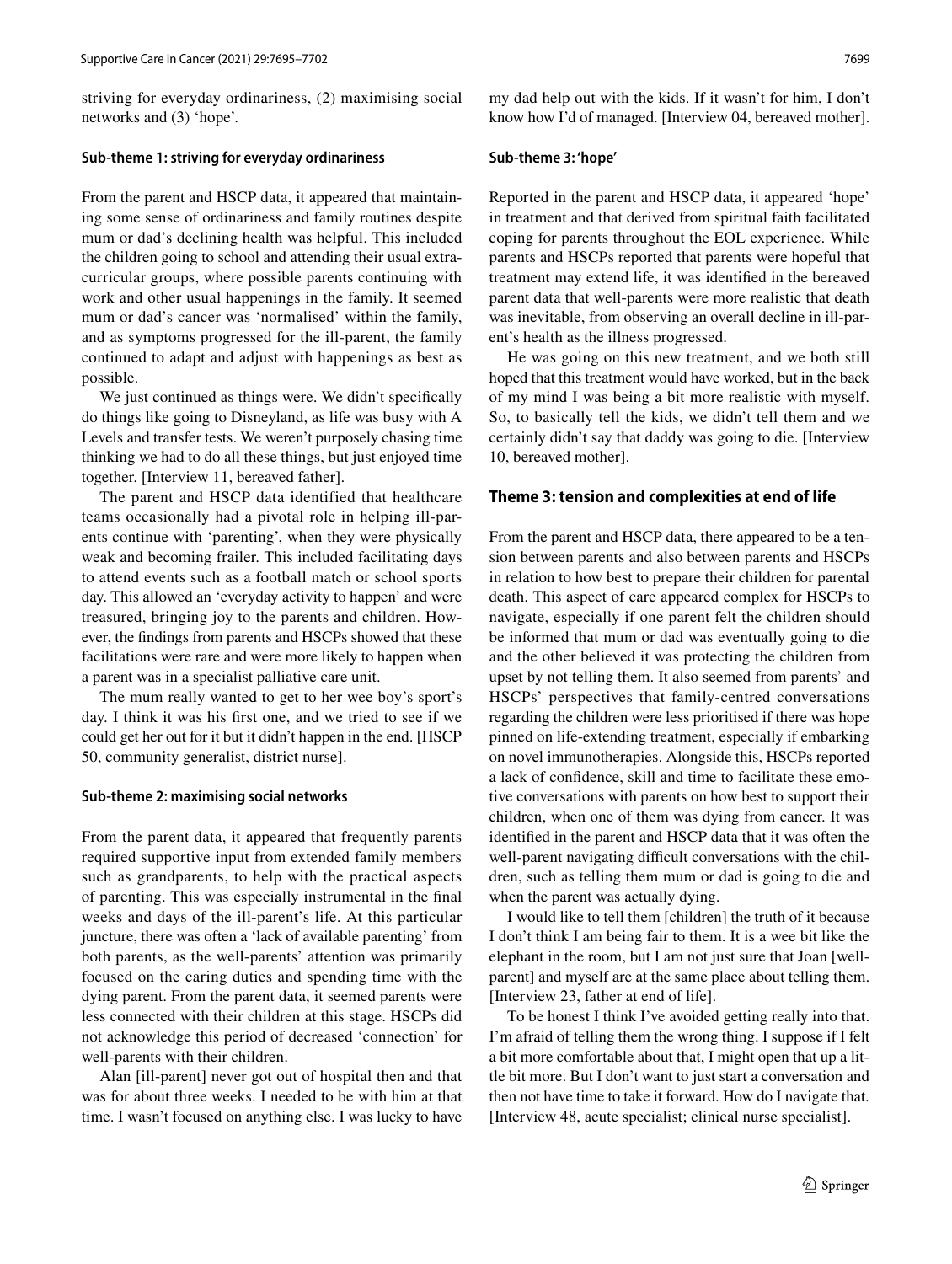striving for everyday ordinariness, (2) maximising social networks and (3) 'hope'.

#### Sub-theme 1: striving for everyday ordinariness

From the parent and HSCP data, it appeared that maintaining some sense of ordinariness and family routines despite mum or dad's declining health was helpful. This included the children going to school and attending their usual extra-curricular groups, where possible parents continuing with work and other usual happenings in the family. It seemed mum or dad's cancer was 'normalised' within the family, and as symptoms progressed for the ill-parent, the family continued to adapt and adjust with happenings as best as possible.

We just continued as things were. We didn't specifically do things like going to Disneyland, as life was busy with A Levels and transfer tests. We weren't purposely chasing time thinking we had to do all these things, but just enjoyed time together. [Interview 11, bereaved father].

The parent and HSCP data identified that healthcare teams occasionally had a pivotal role in helping ill-parents continue with 'parenting', when they were physically weak and becoming frailer. This included facilitating days to attend events such as a football match or school sports day. This allowed an 'everyday activity to happen' and were treasured, bringing joy to the parents and children. However, the findings from parents and HSCPs showed that these facilitations were rare and were more likely to happen when a parent was in a specialist palliative care unit.

The mum really wanted to get to her wee boy's sport's day. I think it was his first one, and we tried to see if we could get her out for it but it didn't happen in the end. [HSCP 50, community generalist, district nurse].

#### Sub-theme 2: maximising social networks

From the parent data, it appeared that frequently parents required supportive input from extended family members such as grandparents, to help with the practical aspects of parenting. This was especially instrumental in the final weeks and days of the ill-parent's life. At this particular juncture, there was often a 'lack of available parenting' from both parents, as the well-parents' attention was primarily focused on the caring duties and spending time with the dying parent. From the parent data, it seemed parents were less connected with their children at this stage. HSCPs did not acknowledge this period of decreased 'connection' for well-parents with their children.

Alan [ill-parent] never got out of hospital then and that was for about three weeks. I needed to be with him at that time. I wasn't focused on anything else. I was lucky to have my dad help out with the kids. If it wasn't for him, I don't know how I'd of managed. [Interview 04, bereaved mother].

#### Sub-theme 3: 'hope'

Reported in the parent and HSCP data, it appeared 'hope' in treatment and that derived from spiritual faith facilitated coping for parents throughout the EOL experience. While parents and HSCPs reported that parents were hopeful that treatment may extend life, it was identified in the bereaved parent data that well-parents were more realistic that death was inevitable, from observing an overall decline in ill-parent's health as the illness progressed.

He was going on this new treatment, and we both still hoped that this treatment would have worked, but in the back of my mind I was being a bit more realistic with myself. So, to basically tell the kids, we didn't tell them and we certainly didn't say that daddy was going to die. [Interview 10, bereaved mother].

### Theme 3: tension and complexities at end of life

From the parent and HSCP data, there appeared to be a tension between parents and also between parents and HSCPs in relation to how best to prepare their children for parental death. This aspect of care appeared complex for HSCPs to navigate, especially if one parent felt the children should be informed that mum or dad was eventually going to die and the other believed it was protecting the children from upset by not telling them. It also seemed from parents' and HSCPs' perspectives that family-centred conversations regarding the children were less prioritised if there was hope pinned on life-extending treatment, especially if embarking on novel immunotherapies. Alongside this, HSCPs reported a lack of confidence, skill and time to facilitate these emotive conversations with parents on how best to support their children, when one of them was dying from cancer. It was identified in the parent and HSCP data that it was often the well-parent navigating difficult conversations with the children, such as telling them mum or dad is going to die and when the parent was actually dying.

I would like to tell them [children] the truth of it because I don't think I am being fair to them. It is a wee bit like the elephant in the room, but I am not just sure that Joan [well-parent] and myself are at the same place about telling them. [Interview 23, father at end of life].

To be honest I think I've avoided getting really into that. I'm afraid of telling them the wrong thing. I suppose if I felt a bit more comfortable about that, I might open that up a little bit more. But I don't want to just start a conversation and then not have time to take it forward. How do I navigate that. [Interview 48, acute specialist; clinical nurse specialist].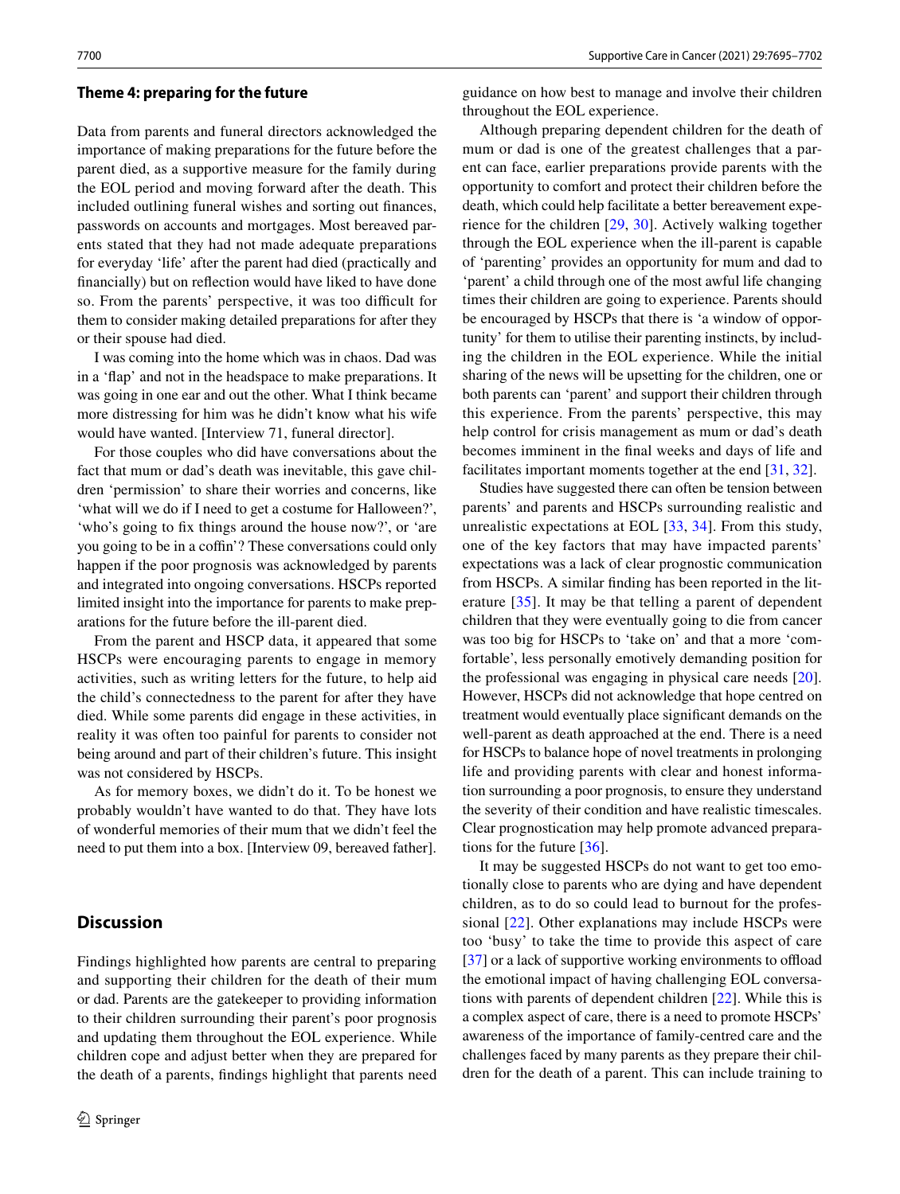### Theme 4: preparing for the future

Data from parents and funeral directors acknowledged the importance of making preparations for the future before the parent died, as a supportive measure for the family during the EOL period and moving forward after the death. This included outlining funeral wishes and sorting out finances, passwords on accounts and mortgages. Most bereaved parents stated that they had not made adequate preparations for everyday 'life' after the parent had died (practically and financially) but on reflection would have liked to have done so. From the parents' perspective, it was too difficult for them to consider making detailed preparations for after they or their spouse had died.

I was coming into the home which was in chaos. Dad was in a 'flap' and not in the headspace to make preparations. It was going in one ear and out the other. What I think became more distressing for him was he didn't know what his wife would have wanted. [Interview 71, funeral director].

For those couples who did have conversations about the fact that mum or dad's death was inevitable, this gave children 'permission' to share their worries and concerns, like 'what will we do if I need to get a costume for Halloween?', 'who's going to fix things around the house now?', or 'are you going to be in a coffin'? These conversations could only happen if the poor prognosis was acknowledged by parents and integrated into ongoing conversations. HSCPs reported limited insight into the importance for parents to make preparations for the future before the ill-parent died.

From the parent and HSCP data, it appeared that some HSCPs were encouraging parents to engage in memory activities, such as writing letters for the future, to help aid the child's connectedness to the parent for after they have died. While some parents did engage in these activities, in reality it was often too painful for parents to consider not being around and part of their children's future. This insight was not considered by HSCPs.

As for memory boxes, we didn't do it. To be honest we probably wouldn't have wanted to do that. They have lots of wonderful memories of their mum that we didn't feel the need to put them into a box. [Interview 09, bereaved father].

## Discussion

Findings highlighted how parents are central to preparing and supporting their children for the death of their mum or dad. Parents are the gatekeeper to providing information to their children surrounding their parent's poor prognosis and updating them throughout the EOL experience. While children cope and adjust better when they are prepared for the death of a parents, findings highlight that parents need guidance on how best to manage and involve their children throughout the EOL experience.

Although preparing dependent children for the death of mum or dad is one of the greatest challenges that a parent can face, earlier preparations provide parents with the opportunity to comfort and protect their children before the death, which could help facilitate a better bereavement experience for the children [29, 30]. Actively walking together through the EOL experience when the ill-parent is capable of 'parenting' provides an opportunity for mum and dad to 'parent' a child through one of the most awful life changing times their children are going to experience. Parents should be encouraged by HSCPs that there is 'a window of opportunity' for them to utilise their parenting instincts, by including the children in the EOL experience. While the initial sharing of the news will be upsetting for the children, one or both parents can 'parent' and support their children through this experience. From the parents' perspective, this may help control for crisis management as mum or dad's death becomes imminent in the final weeks and days of life and facilitates important moments together at the end [31, 32].

Studies have suggested there can often be tension between parents' and parents and HSCPs surrounding realistic and unrealistic expectations at EOL [33, 34]. From this study, one of the key factors that may have impacted parents' expectations was a lack of clear prognostic communication from HSCPs. A similar finding has been reported in the literature [35]. It may be that telling a parent of dependent children that they were eventually going to die from cancer was too big for HSCPs to 'take on' and that a more 'comfortable', less personally emotively demanding position for the professional was engaging in physical care needs [20]. However, HSCPs did not acknowledge that hope centred on treatment would eventually place significant demands on the well-parent as death approached at the end. There is a need for HSCPs to balance hope of novel treatments in prolonging life and providing parents with clear and honest information surrounding a poor prognosis, to ensure they understand the severity of their condition and have realistic timescales. Clear prognostication may help promote advanced preparations for the future [36].

It may be suggested HSCPs do not want to get too emotionally close to parents who are dying and have dependent children, as to do so could lead to burnout for the professional [22]. Other explanations may include HSCPs were too 'busy' to take the time to provide this aspect of care [37] or a lack of supportive working environments to offload the emotional impact of having challenging EOL conversations with parents of dependent children [22]. While this is a complex aspect of care, there is a need to promote HSCPs' awareness of the importance of family-centred care and the challenges faced by many parents as they prepare their children for the death of a parent. This can include training to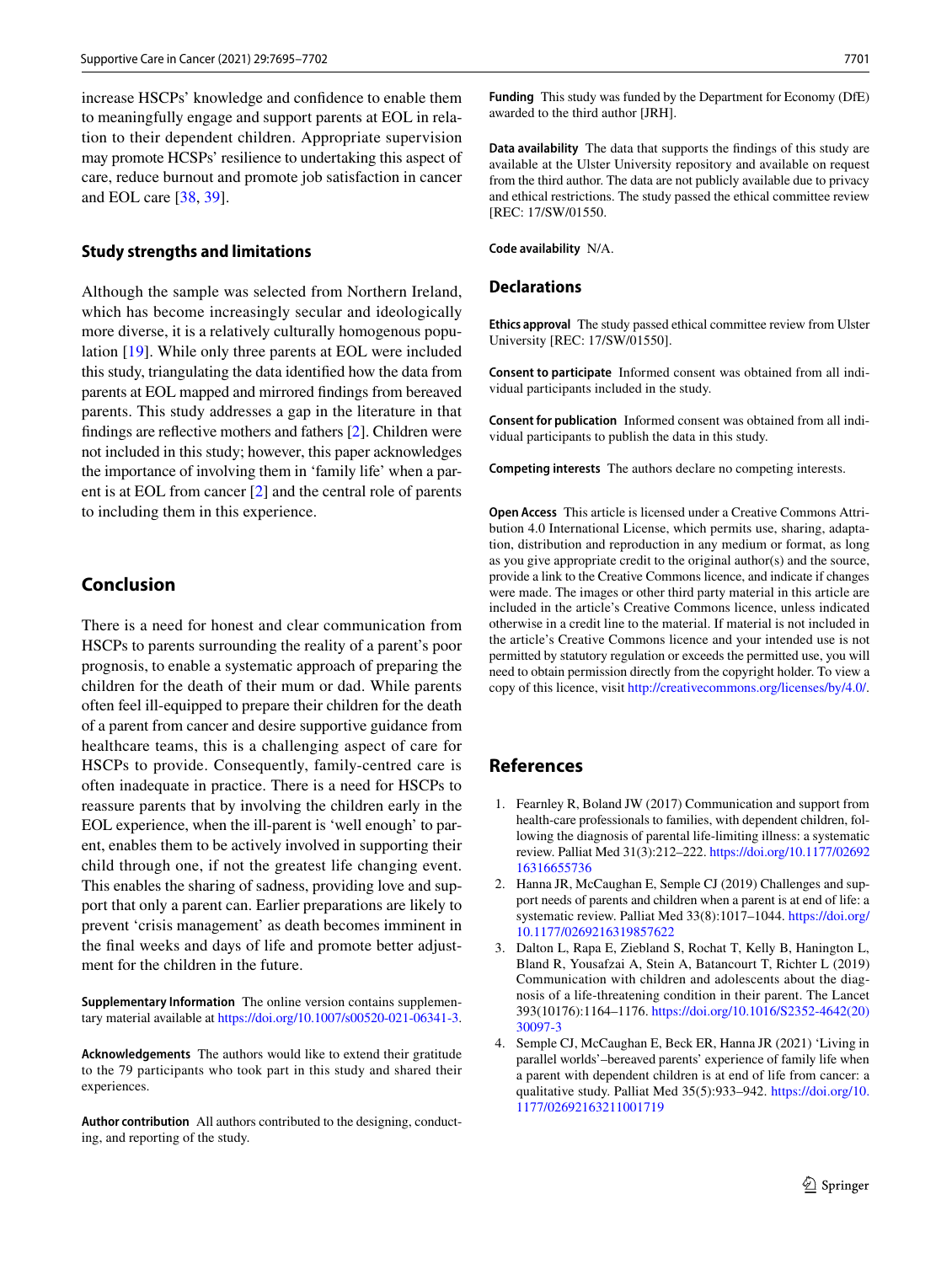increase HSCPs' knowledge and confidence to enable them to meaningfully engage and support parents at EOL in relation to their dependent children. Appropriate supervision may promote HCSPs' resilience to undertaking this aspect of care, reduce burnout and promote job satisfaction in cancer and EOL care [38, 39].

### Study strengths and limitations

Although the sample was selected from Northern Ireland, which has become increasingly secular and ideologically more diverse, it is a relatively culturally homogenous population [19]. While only three parents at EOL were included this study, triangulating the data identified how the data from parents at EOL mapped and mirrored findings from bereaved parents. This study addresses a gap in the literature in that findings are reflective mothers and fathers [2]. Children were not included in this study; however, this paper acknowledges the importance of involving them in 'family life' when a parent is at EOL from cancer [2] and the central role of parents to including them in this experience.

## Conclusion

There is a need for honest and clear communication from HSCPs to parents surrounding the reality of a parent's poor prognosis, to enable a systematic approach of preparing the children for the death of their mum or dad. While parents often feel ill-equipped to prepare their children for the death of a parent from cancer and desire supportive guidance from healthcare teams, this is a challenging aspect of care for HSCPs to provide. Consequently, family-centred care is often inadequate in practice. There is a need for HSCPs to reassure parents that by involving the children early in the EOL experience, when the ill-parent is 'well enough' to parent, enables them to be actively involved in supporting their child through one, if not the greatest life changing event. This enables the sharing of sadness, providing love and support that only a parent can. Earlier preparations are likely to prevent 'crisis management' as death becomes imminent in the final weeks and days of life and promote better adjustment for the children in the future.

**Supplementary Information** The online version contains supplementary material available at https://doi.org/10.1007/s00520-021-06341-3.

**Acknowledgements** The authors would like to extend their gratitude to the 79 participants who took part in this study and shared their experiences.

**Author contribution** All authors contributed to the designing, conducting, and reporting of the study.

**Funding** This study was funded by the Department for Economy (DfE) awarded to the third author [JRH].

**Data availability** The data that supports the findings of this study are available at the Ulster University repository and available on request from the third author. The data are not publicly available due to privacy and ethical restrictions. The study passed the ethical committee review [REC: 17/SW/01550.

**Code availability** N/A.

## Declarations

**Ethics approval** The study passed ethical committee review from Ulster University [REC: 17/SW/01550].

**Consent to participate** Informed consent was obtained from all individual participants included in the study.

**Consent for publication** Informed consent was obtained from all individual participants to publish the data in this study.

**Competing interests** The authors declare no competing interests.

**Open Access** This article is licensed under a Creative Commons Attribution 4.0 International License, which permits use, sharing, adaptation, distribution and reproduction in any medium or format, as long as you give appropriate credit to the original author(s) and the source, provide a link to the Creative Commons licence, and indicate if changes were made. The images or other third party material in this article are included in the article's Creative Commons licence, unless indicated otherwise in a credit line to the material. If material is not included in the article's Creative Commons licence and your intended use is not permitted by statutory regulation or exceeds the permitted use, you will need to obtain permission directly from the copyright holder. To view a copy of this licence, visit http://creativecommons.org/licenses/by/4.0/.

## References

1. Fearnley R, Boland JW (2017) Communication and support from health-care professionals to families, with dependent children, following the diagnosis of parental life-limiting illness: a systematic review. Palliat Med 31(3):212–222. https://doi.org/10.1177/0269216316655736
2. Hanna JR, McCaughan E, Semple CJ (2019) Challenges and support needs of parents and children when a parent is at end of life: a systematic review. Palliat Med 33(8):1017–1044. https://doi.org/10.1177/0269216319857622
3. Dalton L, Rapa E, Ziebland S, Rochat T, Kelly B, Hanington L, Bland R, Yousafzai A, Stein A, Batancourt T, Richter L (2019) Communication with children and adolescents about the diagnosis of a life-threatening condition in their parent. The Lancet 393(10176):1164–1176. https://doi.org/10.1016/S2352-4642(20)30097-3
4. Semple CJ, McCaughan E, Beck ER, Hanna JR (2021) 'Living in parallel worlds'–bereaved parents' experience of family life when a parent with dependent children is at end of life from cancer: a qualitative study. Palliat Med 35(5):933–942. https://doi.org/10.1177/02692163211001719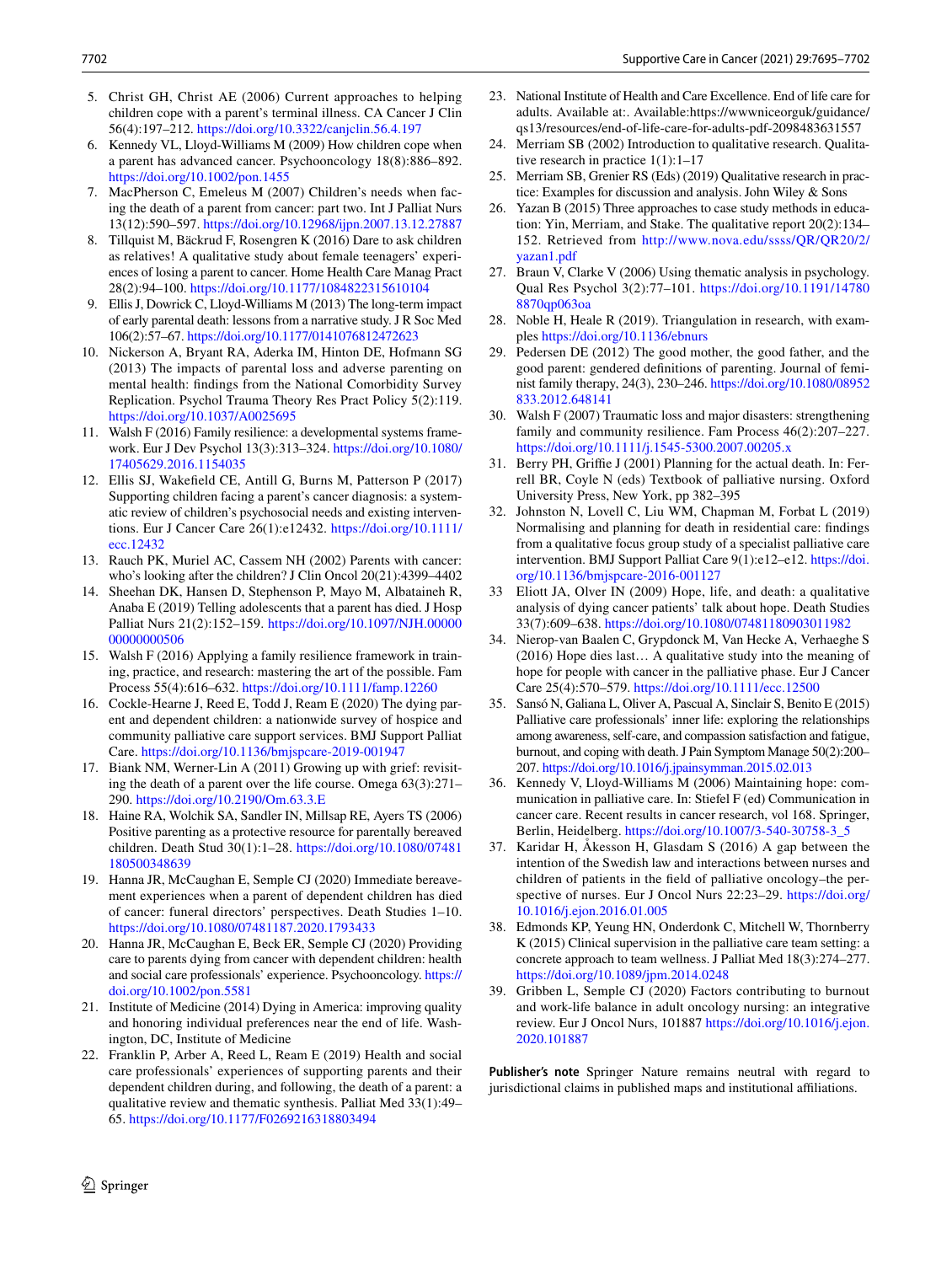5. Christ GH, Christ AE (2006) Current approaches to helping children cope with a parent's terminal illness. CA Cancer J Clin 56(4):197–212. https://doi.org/10.3322/canjclin.56.4.197
6. Kennedy VL, Lloyd-Williams M (2009) How children cope when a parent has advanced cancer. Psychooncology 18(8):886–892. https://doi.org/10.1002/pon.1455
7. MacPherson C, Emeleus M (2007) Children's needs when facing the death of a parent from cancer: part two. Int J Palliat Nurs 13(12):590–597. https://doi.org/10.12968/ijpn.2007.13.12.27887
8. Tillquist M, Bäckrud F, Rosengren K (2016) Dare to ask children as relatives! A qualitative study about female teenagers' experiences of losing a parent to cancer. Home Health Care Manag Pract 28(2):94–100. https://doi.org/10.1177/1084822315610104
9. Ellis J, Dowrick C, Lloyd-Williams M (2013) The long-term impact of early parental death: lessons from a narrative study. J R Soc Med 106(2):57–67. https://doi.org/10.1177/0141076812472623
10. Nickerson A, Bryant RA, Aderka IM, Hinton DE, Hofmann SG (2013) The impacts of parental loss and adverse parenting on mental health: findings from the National Comorbidity Survey Replication. Psychol Trauma Theory Res Pract Policy 5(2):119. https://doi.org/10.1037/A0025695
11. Walsh F (2016) Family resilience: a developmental systems framework. Eur J Dev Psychol 13(3):313–324. https://doi.org/10.1080/17405629.2016.1154035
12. Ellis SJ, Wakefield CE, Antill G, Burns M, Patterson P (2017) Supporting children facing a parent's cancer diagnosis: a systematic review of children's psychosocial needs and existing interventions. Eur J Cancer Care 26(1):e12432. https://doi.org/10.1111/ecc.12432
13. Rauch PK, Muriel AC, Cassem NH (2002) Parents with cancer: who's looking after the children? J Clin Oncol 20(21):4399–4402
14. Sheehan DK, Hansen D, Stephenson P, Mayo M, Albataineh R, Anaba E (2019) Telling adolescents that a parent has died. J Hosp Palliat Nurs 21(2):152–159. https://doi.org/10.1097/NJH.0000000000000506
15. Walsh F (2016) Applying a family resilience framework in training, practice, and research: mastering the art of the possible. Fam Process 55(4):616–632. https://doi.org/10.1111/famp.12260
16. Cockle-Hearne J, Reed E, Todd J, Ream E (2020) The dying parent and dependent children: a nationwide survey of hospice and community palliative care support services. BMJ Support Palliat Care. https://doi.org/10.1136/bmjspcare-2019-001947
17. Biank NM, Werner-Lin A (2011) Growing up with grief: revisiting the death of a parent over the life course. Omega 63(3):271–290. https://doi.org/10.2190/Om.63.3.E
18. Haine RA, Wolchik SA, Sandler IN, Millsap RE, Ayers TS (2006) Positive parenting as a protective resource for parentally bereaved children. Death Stud 30(1):1–28. https://doi.org/10.1080/07481180500348639
19. Hanna JR, McCaughan E, Semple CJ (2020) Immediate bereavement experiences when a parent of dependent children has died of cancer: funeral directors' perspectives. Death Studies 1–10. https://doi.org/10.1080/07481187.2020.1793433
20. Hanna JR, McCaughan E, Beck ER, Semple CJ (2020) Providing care to parents dying from cancer with dependent children: health and social care professionals' experience. Psychooncology. https://doi.org/10.1002/pon.5581
21. Institute of Medicine (2014) Dying in America: improving quality and honoring individual preferences near the end of life. Washington, DC, Institute of Medicine
22. Franklin P, Arber A, Reed L, Ream E (2019) Health and social care professionals' experiences of supporting parents and their dependent children during, and following, the death of a parent: a qualitative review and thematic synthesis. Palliat Med 33(1):49–65. https://doi.org/10.1177/F0269216318803494
23. National Institute of Health and Care Excellence. End of life care for adults. Available at:. Available:https://wwwniceorguk/guidance/qs13/resources/end-of-life-care-for-adults-pdf-2098483631557
24. Merriam SB (2002) Introduction to qualitative research. Qualitative research in practice 1(1):1–17
25. Merriam SB, Grenier RS (Eds) (2019) Qualitative research in practice: Examples for discussion and analysis. John Wiley & Sons
26. Yazan B (2015) Three approaches to case study methods in education: Yin, Merriam, and Stake. The qualitative report 20(2):134–152. Retrieved from http://www.nova.edu/ssss/QR/QR20/2/yazan1.pdf
27. Braun V, Clarke V (2006) Using thematic analysis in psychology. Qual Res Psychol 3(2):77–101. https://doi.org/10.1191/1478088706qp063oa
28. Noble H, Heale R (2019). Triangulation in research, with examples https://doi.org/10.1136/ebnurs
29. Pedersen DE (2012) The good mother, the good father, and the good parent: gendered definitions of parenting. Journal of feminist family therapy, 24(3), 230–246. https://doi.org/10.1080/08952833.2012.648141
30. Walsh F (2007) Traumatic loss and major disasters: strengthening family and community resilience. Fam Process 46(2):207–227. https://doi.org/10.1111/j.1545-5300.2007.00205.x
31. Berry PH, Griffie J (2001) Planning for the actual death. In: Ferrell BR, Coyle N (eds) Textbook of palliative nursing. Oxford University Press, New York, pp 382–395
32. Johnston N, Lovell C, Liu WM, Chapman M, Forbat L (2019) Normalising and planning for death in residential care: findings from a qualitative focus group study of a specialist palliative care intervention. BMJ Support Palliat Care 9(1):e12–e12. https://doi.org/10.1136/bmjspcare-2016-001127
33. Eliott JA, Olver IN (2009) Hope, life, and death: a qualitative analysis of dying cancer patients' talk about hope. Death Studies 33(7):609–638. https://doi.org/10.1080/07481180903011982
34. Nierop-van Baalen C, Grypdonck M, Van Hecke A, Verhaeghe S (2016) Hope dies last… A qualitative study into the meaning of hope for people with cancer in the palliative phase. Eur J Cancer Care 25(4):570–579. https://doi.org/10.1111/ecc.12500
35. Sansó N, Galiana L, Oliver A, Pascual A, Sinclair S, Benito E (2015) Palliative care professionals' inner life: exploring the relationships among awareness, self-care, and compassion satisfaction and fatigue, burnout, and coping with death. J Pain Symptom Manage 50(2):200–207. https://doi.org/10.1016/j.jpainsymman.2015.02.013
36. Kennedy V, Lloyd-Williams M (2006) Maintaining hope: communication in palliative care. In: Stiefel F (ed) Communication in cancer care. Recent results in cancer research, vol 168. Springer, Berlin, Heidelberg. https://doi.org/10.1007/3-540-30758-3_5
37. Karidar H, Åkesson H, Glasdam S (2016) A gap between the intention of the Swedish law and interactions between nurses and children of patients in the field of palliative oncology–the perspective of nurses. Eur J Oncol Nurs 22:23–29. https://doi.org/10.1016/j.ejon.2016.01.005
38. Edmonds KP, Yeung HN, Onderdonk C, Mitchell W, Thornberry K (2015) Clinical supervision in the palliative care team setting: a concrete approach to team wellness. J Palliat Med 18(3):274–277. https://doi.org/10.1089/jpm.2014.0248
39. Gribben L, Semple CJ (2020) Factors contributing to burnout and work-life balance in adult oncology nursing: an integrative review. Eur J Oncol Nurs, 101887 https://doi.org/10.1016/j.ejon.2020.101887

**Publisher's note** Springer Nature remains neutral with regard to jurisdictional claims in published maps and institutional affiliations.